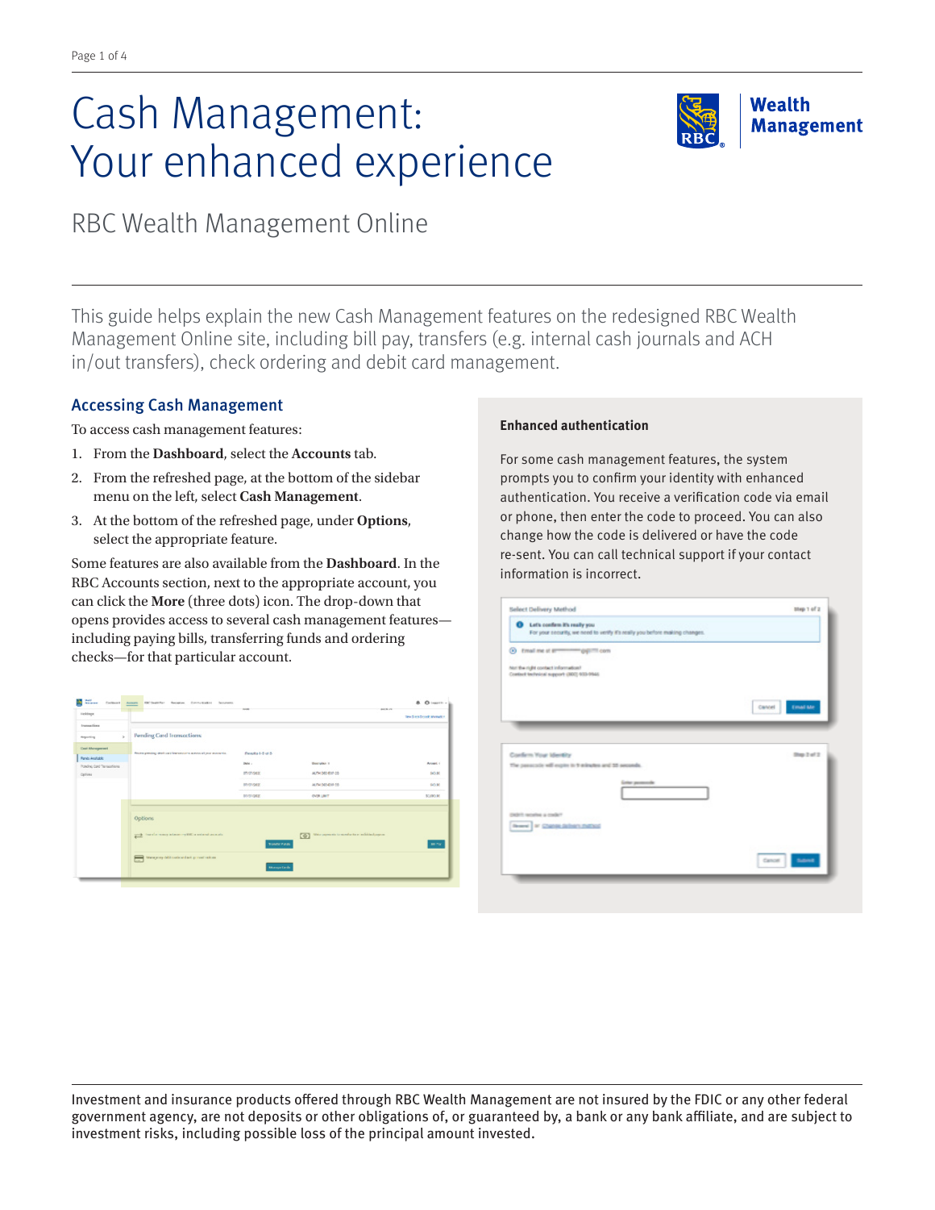# Cash Management: Your enhanced experience

RBC Wealth Management Online

This guide helps explain the new Cash Management features on the redesigned RBC Wealth Management Online site, including bill pay, transfers (e.g. internal cash journals and ACH in/out transfers), check ordering and debit card management.

## Accessing Cash Management

To access cash management features:

1. From the **Dashboard**, select the **Accounts** tab.
2. From the refreshed page, at the bottom of the sidebar menu on the left, select **Cash Management**.
3. At the bottom of the refreshed page, under **Options**, select the appropriate feature.

Some features are also available from the **Dashboard**. In the RBC Accounts section, next to the appropriate account, you can click the **More** (three dots) icon. The drop-down that opens provides access to several cash management features—including paying bills, transferring funds and ordering checks—for that particular account.

### Enhanced authentication

For some cash management features, the system prompts you to confirm your identity with enhanced authentication. You receive a verification code via email or phone, then enter the code to proceed. You can also change how the code is delivered or have the code re-sent. You can call technical support if your contact information is incorrect.

Investment and insurance products offered through RBC Wealth Management are not insured by the FDIC or any other federal government agency, are not deposits or other obligations of, or guaranteed by, a bank or any bank affiliate, and are subject to investment risks, including possible loss of the principal amount invested.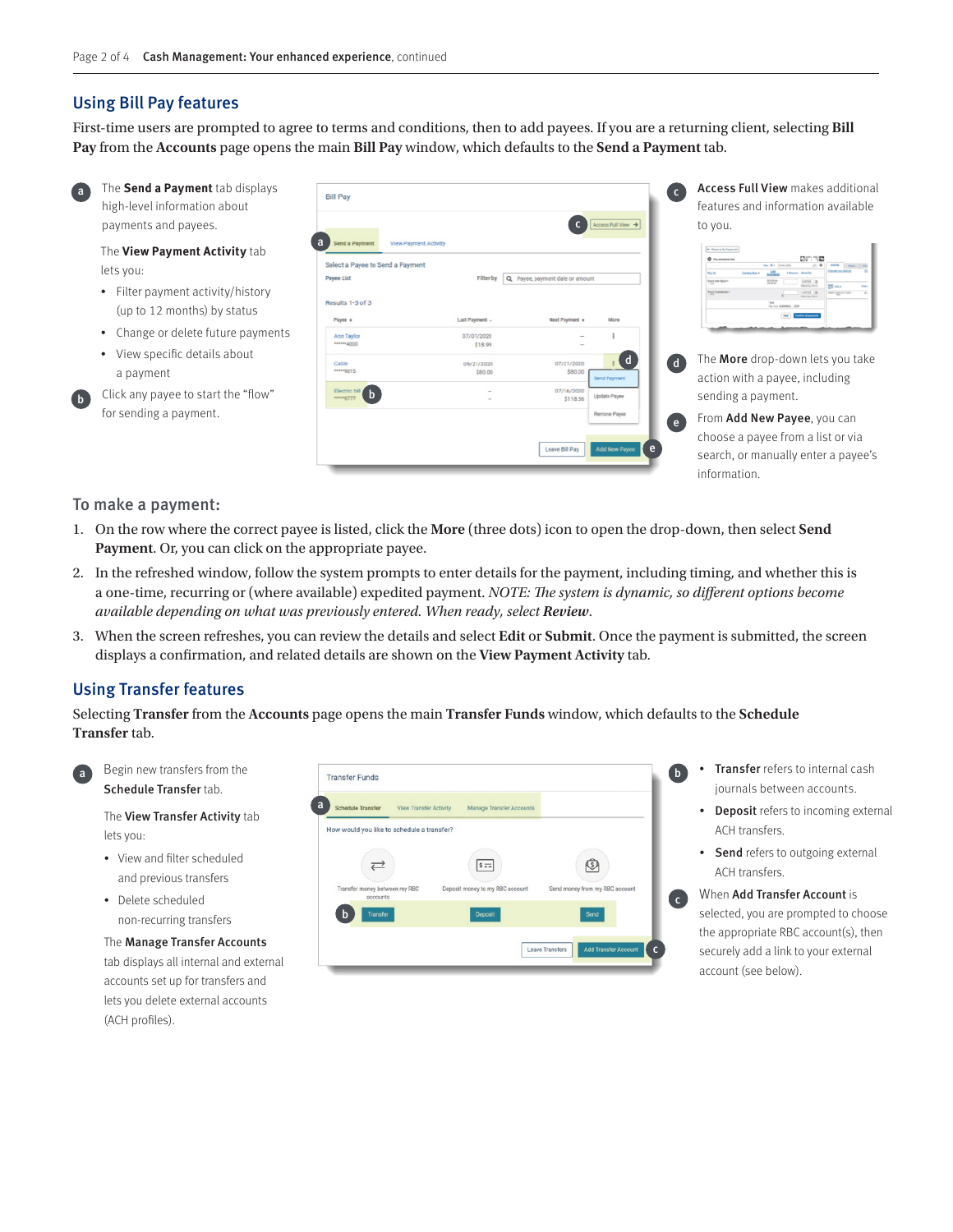## Using Bill Pay features

First-time users are prompted to agree to terms and conditions, then to add payees. If you are a returning client, selecting **Bill Pay** from the **Accounts** page opens the main **Bill Pay** window, which defaults to the **Send a Payment** tab.

a. The **Send a Payment** tab displays high-level information about payments and payees.

The **View Payment Activity** tab lets you:

- Filter payment activity/history (up to 12 months) by status
- Change or delete future payments
- View specific details about a payment

b. Click any payee to start the "flow" for sending a payment.

c. **Access Full View** makes additional features and information available to you.

d. The **More** drop-down lets you take action with a payee, including sending a payment.

e. From **Add New Payee**, you can choose a payee from a list or via search, or manually enter a payee's information.

### To make a payment:

1. On the row where the correct payee is listed, click the **More** (three dots) icon to open the drop-down, then select **Send Payment**. Or, you can click on the appropriate payee.
2. In the refreshed window, follow the system prompts to enter details for the payment, including timing, and whether this is a one-time, recurring or (where available) expedited payment. *NOTE: The system is dynamic, so different options become available depending on what was previously entered. When ready, select* ***Review***.
3. When the screen refreshes, you can review the details and select **Edit** or **Submit**. Once the payment is submitted, the screen displays a confirmation, and related details are shown on the **View Payment Activity** tab.

## Using Transfer features

Selecting **Transfer** from the **Accounts** page opens the main **Transfer Funds** window, which defaults to the **Schedule Transfer** tab.

a. Begin new transfers from the **Schedule Transfer** tab.

The **View Transfer Activity** tab lets you:

- View and filter scheduled and previous transfers
- Delete scheduled non-recurring transfers

The **Manage Transfer Accounts** tab displays all internal and external accounts set up for transfers and lets you delete external accounts (ACH profiles).

b.
- **Transfer** refers to internal cash journals between accounts.
- **Deposit** refers to incoming external ACH transfers.
- **Send** refers to outgoing external ACH transfers.

c. When **Add Transfer Account** is selected, you are prompted to choose the appropriate RBC account(s), then securely add a link to your external account (see below).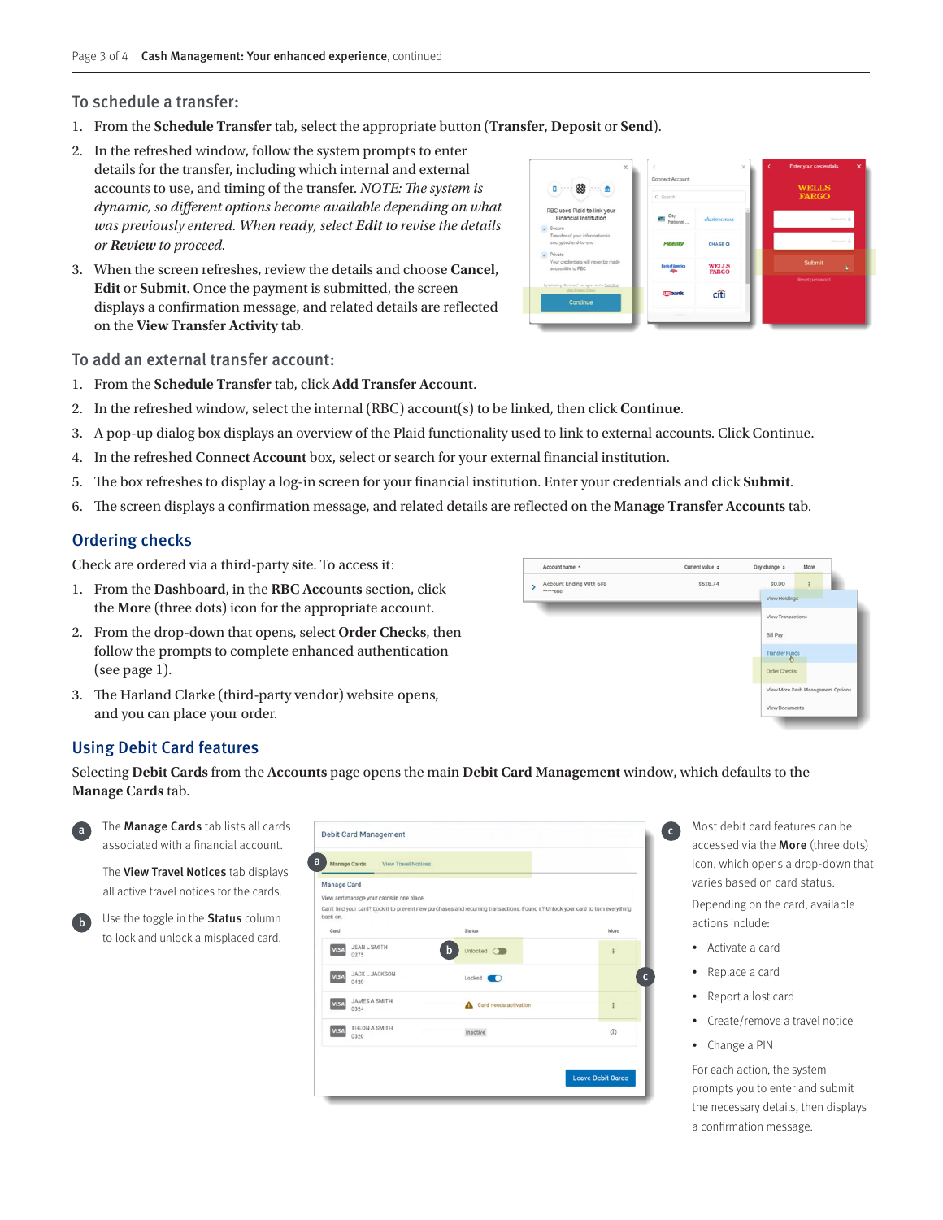## To schedule a transfer:

1. From the **Schedule Transfer** tab, select the appropriate button (**Transfer**, **Deposit** or **Send**).
2. In the refreshed window, follow the system prompts to enter details for the transfer, including which internal and external accounts to use, and timing of the transfer. *NOTE: The system is dynamic, so different options become available depending on what was previously entered. When ready, select **Edit** to revise the details or **Review** to proceed.*
3. When the screen refreshes, review the details and choose **Cancel**, **Edit** or **Submit**. Once the payment is submitted, the screen displays a confirmation message, and related details are reflected on the **View Transfer Activity** tab.

## To add an external transfer account:

1. From the **Schedule Transfer** tab, click **Add Transfer Account**.
2. In the refreshed window, select the internal (RBC) account(s) to be linked, then click **Continue**.
3. A pop-up dialog box displays an overview of the Plaid functionality used to link to external accounts. Click Continue.
4. In the refreshed **Connect Account** box, select or search for your external financial institution.
5. The box refreshes to display a log-in screen for your financial institution. Enter your credentials and click **Submit**.
6. The screen displays a confirmation message, and related details are reflected on the **Manage Transfer Accounts** tab.

## Ordering checks

Check are ordered via a third-party site. To access it:

1. From the **Dashboard**, in the **RBC Accounts** section, click the **More** (three dots) icon for the appropriate account.
2. From the drop-down that opens, select **Order Checks**, then follow the prompts to complete enhanced authentication (see page 1).
3. The Harland Clarke (third-party vendor) website opens, and you can place your order.

## Using Debit Card features

Selecting **Debit Cards** from the **Accounts** page opens the main **Debit Card Management** window, which defaults to the **Manage Cards** tab.

**a** The **Manage Cards** tab lists all cards associated with a financial account.

The **View Travel Notices** tab displays all active travel notices for the cards.

**b** Use the toggle in the **Status** column to lock and unlock a misplaced card.

**c** Most debit card features can be accessed via the **More** (three dots) icon, which opens a drop-down that varies based on card status.

Depending on the card, available actions include:

- Activate a card
- Replace a card
- Report a lost card
- Create/remove a travel notice
- Change a PIN

For each action, the system prompts you to enter and submit the necessary details, then displays a confirmation message.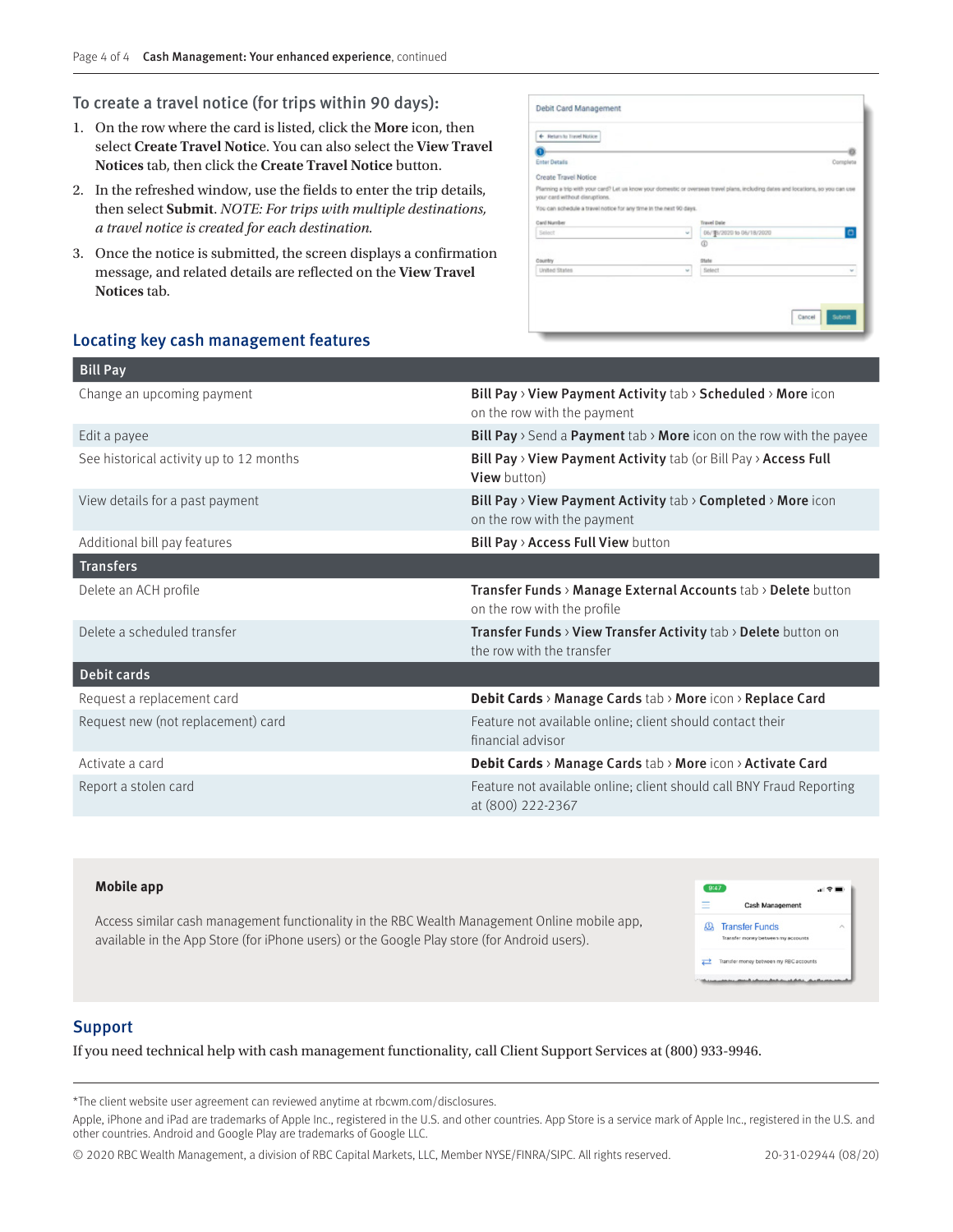## To create a travel notice (for trips within 90 days):

1. On the row where the card is listed, click the **More** icon, then select **Create Travel Notice**. You can also select the **View Travel Notices** tab, then click the **Create Travel Notice** button.
2. In the refreshed window, use the fields to enter the trip details, then select **Submit**. *NOTE: For trips with multiple destinations, a travel notice is created for each destination.*
3. Once the notice is submitted, the screen displays a confirmation message, and related details are reflected on the **View Travel Notices** tab.

## Locating key cash management features

| | |
|---|---|
| **Bill Pay** | |
| Change an upcoming payment | **Bill Pay** › **View Payment Activity** tab › **Scheduled** › **More** icon on the row with the payment |
| Edit a payee | **Bill Pay** › Send a **Payment** tab › **More** icon on the row with the payee |
| See historical activity up to 12 months | **Bill Pay** › **View Payment Activity** tab (or Bill Pay › **Access Full View** button) |
| View details for a past payment | **Bill Pay** › **View Payment Activity** tab › **Completed** › **More** icon on the row with the payment |
| Additional bill pay features | **Bill Pay** › **Access Full View** button |
| **Transfers** | |
| Delete an ACH profile | **Transfer Funds** › **Manage External Accounts** tab › **Delete** button on the row with the profile |
| Delete a scheduled transfer | **Transfer Funds** › **View Transfer Activity** tab › **Delete** button on the row with the transfer |
| **Debit cards** | |
| Request a replacement card | **Debit Cards** › **Manage Cards** tab › **More** icon › **Replace Card** |
| Request new (not replacement) card | Feature not available online; client should contact their financial advisor |
| Activate a card | **Debit Cards** › **Manage Cards** tab › **More** icon › **Activate Card** |
| Report a stolen card | Feature not available online; client should call BNY Fraud Reporting at (800) 222-2367 |

**Mobile app**

Access similar cash management functionality in the RBC Wealth Management Online mobile app, available in the App Store (for iPhone users) or the Google Play store (for Android users).

## Support

If you need technical help with cash management functionality, call Client Support Services at (800) 933-9946.

*The client website user agreement can reviewed anytime at rbcwm.com/disclosures.

Apple, iPhone and iPad are trademarks of Apple Inc., registered in the U.S. and other countries. App Store is a service mark of Apple Inc., registered in the U.S. and other countries. Android and Google Play are trademarks of Google LLC.

© 2020 RBC Wealth Management, a division of RBC Capital Markets, LLC, Member NYSE/FINRA/SIPC. All rights reserved. 20-31-02944 (08/20)